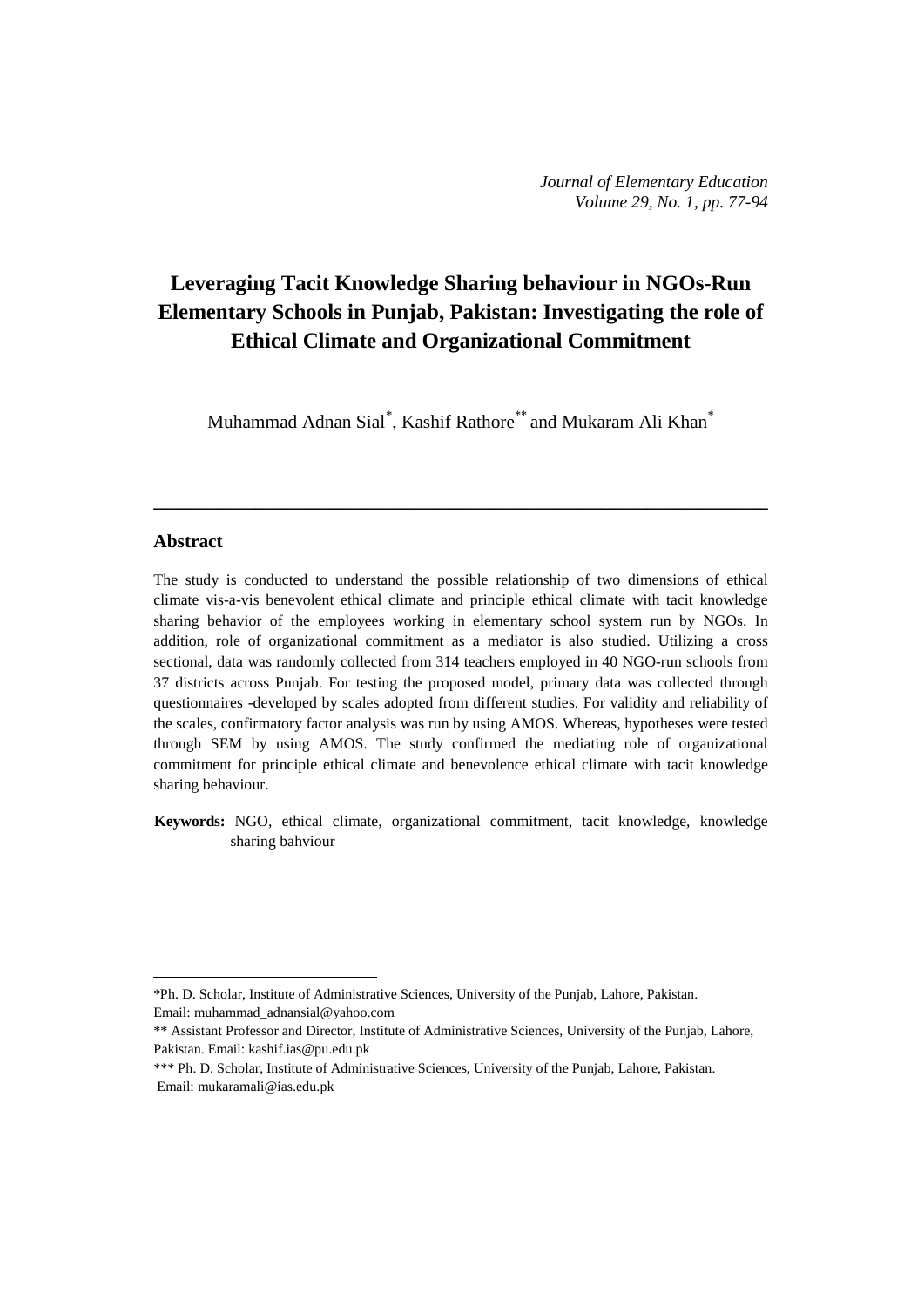*Journal of Elementary Education*
*Volume 29, No. 1, pp. 77-94*

# Leveraging Tacit Knowledge Sharing behaviour in NGOs-Run Elementary Schools in Punjab, Pakistan: Investigating the role of Ethical Climate and Organizational Commitment

Muhammad Adnan Sial[*], Kashif Rathore[**] and Mukaram Ali Khan[*]

---

## Abstract

The study is conducted to understand the possible relationship of two dimensions of ethical climate vis-a-vis benevolent ethical climate and principle ethical climate with tacit knowledge sharing behavior of the employees working in elementary school system run by NGOs. In addition, role of organizational commitment as a mediator is also studied. Utilizing a cross sectional, data was randomly collected from 314 teachers employed in 40 NGO-run schools from 37 districts across Punjab. For testing the proposed model, primary data was collected through questionnaires -developed by scales adopted from different studies. For validity and reliability of the scales, confirmatory factor analysis was run by using AMOS. Whereas, hypotheses were tested through SEM by using AMOS. The study confirmed the mediating role of organizational commitment for principle ethical climate and benevolence ethical climate with tacit knowledge sharing behaviour.

**Keywords:** NGO, ethical climate, organizational commitment, tacit knowledge, knowledge sharing bahviour

---

*Ph. D. Scholar, Institute of Administrative Sciences, University of the Punjab, Lahore, Pakistan. Email: muhammad_adnansial@yahoo.com

** Assistant Professor and Director, Institute of Administrative Sciences, University of the Punjab, Lahore, Pakistan. Email: kashif.ias@pu.edu.pk

*** Ph. D. Scholar, Institute of Administrative Sciences, University of the Punjab, Lahore, Pakistan. Email: mukaramali@ias.edu.pk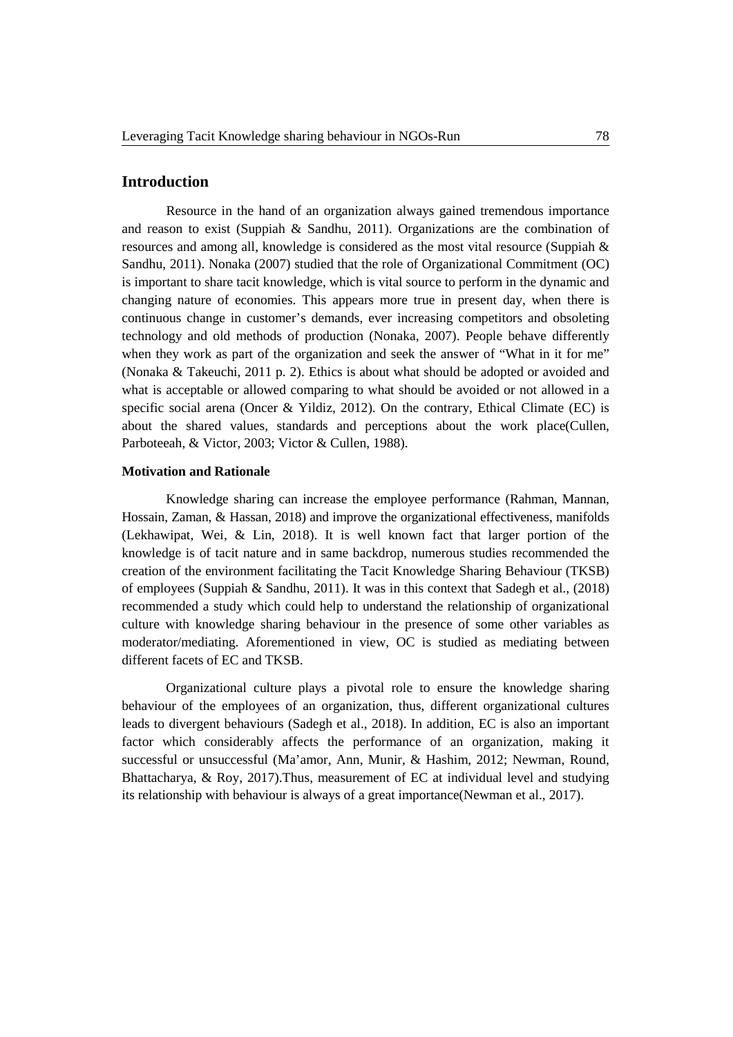## Introduction

Resource in the hand of an organization always gained tremendous importance and reason to exist (Suppiah & Sandhu, 2011). Organizations are the combination of resources and among all, knowledge is considered as the most vital resource (Suppiah & Sandhu, 2011). Nonaka (2007) studied that the role of Organizational Commitment (OC) is important to share tacit knowledge, which is vital source to perform in the dynamic and changing nature of economies. This appears more true in present day, when there is continuous change in customer's demands, ever increasing competitors and obsoleting technology and old methods of production (Nonaka, 2007). People behave differently when they work as part of the organization and seek the answer of "What in it for me" (Nonaka & Takeuchi, 2011 p. 2). Ethics is about what should be adopted or avoided and what is acceptable or allowed comparing to what should be avoided or not allowed in a specific social arena (Oncer & Yildiz, 2012). On the contrary, Ethical Climate (EC) is about the shared values, standards and perceptions about the work place(Cullen, Parboteeah, & Victor, 2003; Victor & Cullen, 1988).

#### Motivation and Rationale

Knowledge sharing can increase the employee performance (Rahman, Mannan, Hossain, Zaman, & Hassan, 2018) and improve the organizational effectiveness, manifolds (Lekhawipat, Wei, & Lin, 2018). It is well known fact that larger portion of the knowledge is of tacit nature and in same backdrop, numerous studies recommended the creation of the environment facilitating the Tacit Knowledge Sharing Behaviour (TKSB) of employees (Suppiah & Sandhu, 2011). It was in this context that Sadegh et al., (2018) recommended a study which could help to understand the relationship of organizational culture with knowledge sharing behaviour in the presence of some other variables as moderator/mediating. Aforementioned in view, OC is studied as mediating between different facets of EC and TKSB.

Organizational culture plays a pivotal role to ensure the knowledge sharing behaviour of the employees of an organization, thus, different organizational cultures leads to divergent behaviours (Sadegh et al., 2018). In addition, EC is also an important factor which considerably affects the performance of an organization, making it successful or unsuccessful (Ma'amor, Ann, Munir, & Hashim, 2012; Newman, Round, Bhattacharya, & Roy, 2017).Thus, measurement of EC at individual level and studying its relationship with behaviour is always of a great importance(Newman et al., 2017).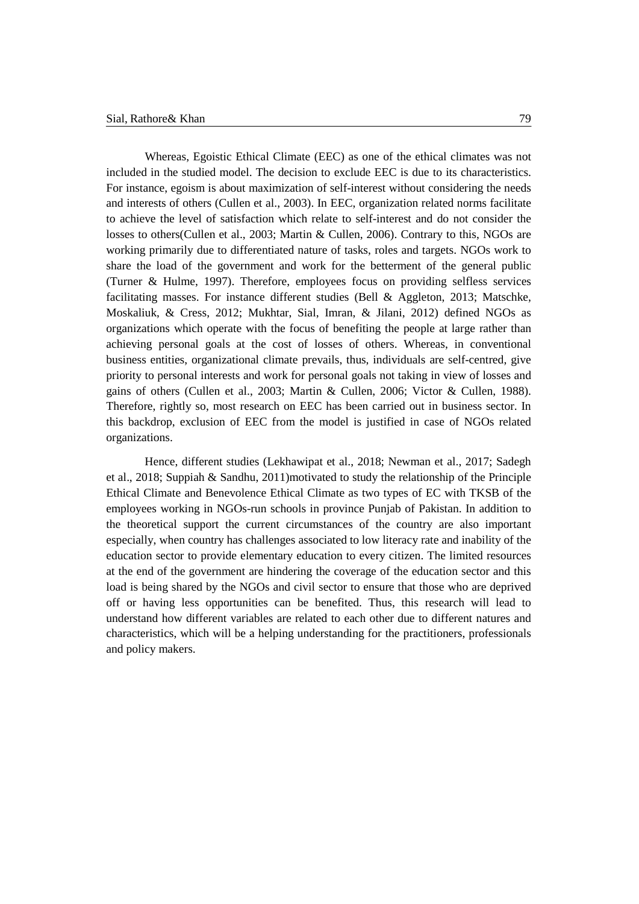Whereas, Egoistic Ethical Climate (EEC) as one of the ethical climates was not included in the studied model. The decision to exclude EEC is due to its characteristics. For instance, egoism is about maximization of self-interest without considering the needs and interests of others (Cullen et al., 2003). In EEC, organization related norms facilitate to achieve the level of satisfaction which relate to self-interest and do not consider the losses to others(Cullen et al., 2003; Martin & Cullen, 2006). Contrary to this, NGOs are working primarily due to differentiated nature of tasks, roles and targets. NGOs work to share the load of the government and work for the betterment of the general public (Turner & Hulme, 1997). Therefore, employees focus on providing selfless services facilitating masses. For instance different studies (Bell & Aggleton, 2013; Matschke, Moskaliuk, & Cress, 2012; Mukhtar, Sial, Imran, & Jilani, 2012) defined NGOs as organizations which operate with the focus of benefiting the people at large rather than achieving personal goals at the cost of losses of others. Whereas, in conventional business entities, organizational climate prevails, thus, individuals are self-centred, give priority to personal interests and work for personal goals not taking in view of losses and gains of others (Cullen et al., 2003; Martin & Cullen, 2006; Victor & Cullen, 1988). Therefore, rightly so, most research on EEC has been carried out in business sector. In this backdrop, exclusion of EEC from the model is justified in case of NGOs related organizations.

Hence, different studies (Lekhawipat et al., 2018; Newman et al., 2017; Sadegh et al., 2018; Suppiah & Sandhu, 2011)motivated to study the relationship of the Principle Ethical Climate and Benevolence Ethical Climate as two types of EC with TKSB of the employees working in NGOs-run schools in province Punjab of Pakistan. In addition to the theoretical support the current circumstances of the country are also important especially, when country has challenges associated to low literacy rate and inability of the education sector to provide elementary education to every citizen. The limited resources at the end of the government are hindering the coverage of the education sector and this load is being shared by the NGOs and civil sector to ensure that those who are deprived off or having less opportunities can be benefited. Thus, this research will lead to understand how different variables are related to each other due to different natures and characteristics, which will be a helping understanding for the practitioners, professionals and policy makers.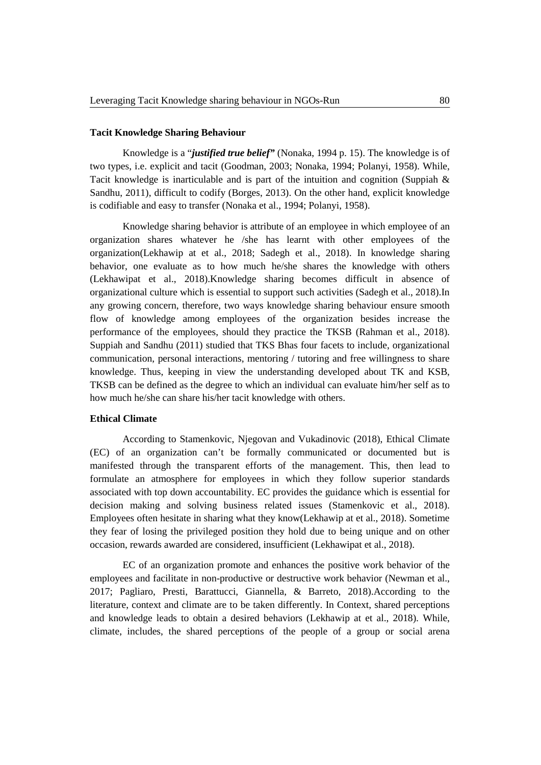### Tacit Knowledge Sharing Behaviour

Knowledge is a "***justified true belief"*** (Nonaka, 1994 p. 15). The knowledge is of two types, i.e. explicit and tacit (Goodman, 2003; Nonaka, 1994; Polanyi, 1958). While, Tacit knowledge is inarticulable and is part of the intuition and cognition (Suppiah & Sandhu, 2011), difficult to codify (Borges, 2013). On the other hand, explicit knowledge is codifiable and easy to transfer (Nonaka et al., 1994; Polanyi, 1958).

Knowledge sharing behavior is attribute of an employee in which employee of an organization shares whatever he /she has learnt with other employees of the organization(Lekhawip at et al., 2018; Sadegh et al., 2018). In knowledge sharing behavior, one evaluate as to how much he/she shares the knowledge with others (Lekhawipat et al., 2018).Knowledge sharing becomes difficult in absence of organizational culture which is essential to support such activities (Sadegh et al., 2018).In any growing concern, therefore, two ways knowledge sharing behaviour ensure smooth flow of knowledge among employees of the organization besides increase the performance of the employees, should they practice the TKSB (Rahman et al., 2018). Suppiah and Sandhu (2011) studied that TKS Bhas four facets to include, organizational communication, personal interactions, mentoring / tutoring and free willingness to share knowledge. Thus, keeping in view the understanding developed about TK and KSB, TKSB can be defined as the degree to which an individual can evaluate him/her self as to how much he/she can share his/her tacit knowledge with others.

### Ethical Climate

According to Stamenkovic, Njegovan and Vukadinovic (2018), Ethical Climate (EC) of an organization can't be formally communicated or documented but is manifested through the transparent efforts of the management. This, then lead to formulate an atmosphere for employees in which they follow superior standards associated with top down accountability. EC provides the guidance which is essential for decision making and solving business related issues (Stamenkovic et al., 2018). Employees often hesitate in sharing what they know(Lekhawip at et al., 2018). Sometime they fear of losing the privileged position they hold due to being unique and on other occasion, rewards awarded are considered, insufficient (Lekhawipat et al., 2018).

EC of an organization promote and enhances the positive work behavior of the employees and facilitate in non-productive or destructive work behavior (Newman et al., 2017; Pagliaro, Presti, Barattucci, Giannella, & Barreto, 2018).According to the literature, context and climate are to be taken differently. In Context, shared perceptions and knowledge leads to obtain a desired behaviors (Lekhawip at et al., 2018). While, climate, includes, the shared perceptions of the people of a group or social arena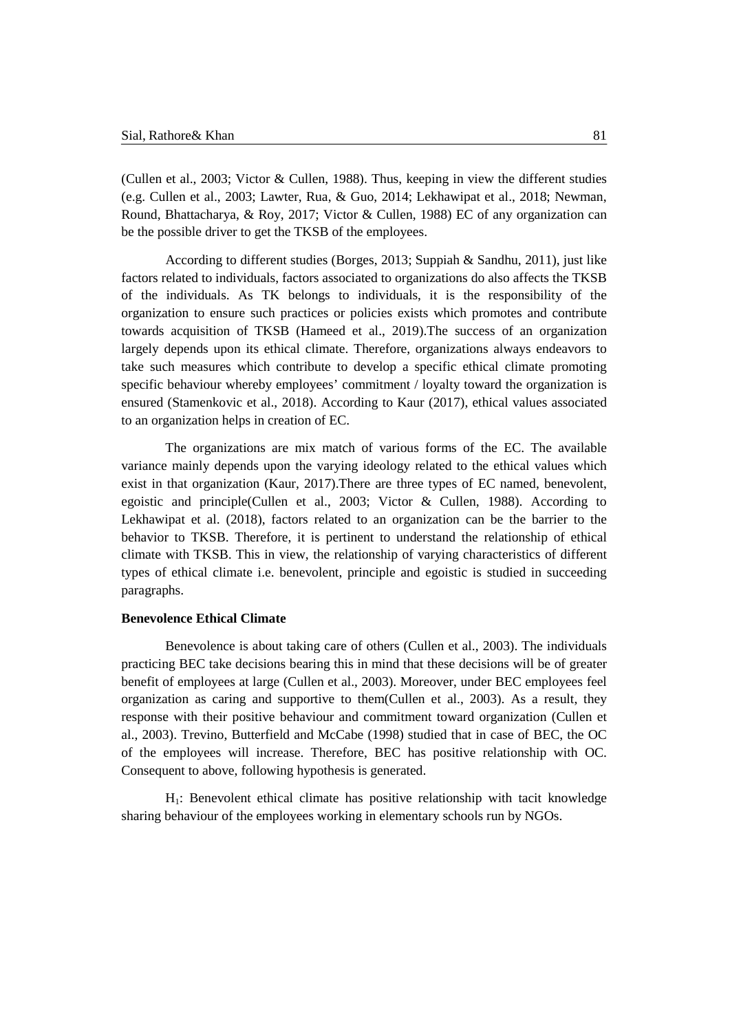(Cullen et al., 2003; Victor & Cullen, 1988). Thus, keeping in view the different studies (e.g. Cullen et al., 2003; Lawter, Rua, & Guo, 2014; Lekhawipat et al., 2018; Newman, Round, Bhattacharya, & Roy, 2017; Victor & Cullen, 1988) EC of any organization can be the possible driver to get the TKSB of the employees.

According to different studies (Borges, 2013; Suppiah & Sandhu, 2011), just like factors related to individuals, factors associated to organizations do also affects the TKSB of the individuals. As TK belongs to individuals, it is the responsibility of the organization to ensure such practices or policies exists which promotes and contribute towards acquisition of TKSB (Hameed et al., 2019).The success of an organization largely depends upon its ethical climate. Therefore, organizations always endeavors to take such measures which contribute to develop a specific ethical climate promoting specific behaviour whereby employees' commitment / loyalty toward the organization is ensured (Stamenkovic et al., 2018). According to Kaur (2017), ethical values associated to an organization helps in creation of EC.

The organizations are mix match of various forms of the EC. The available variance mainly depends upon the varying ideology related to the ethical values which exist in that organization (Kaur, 2017).There are three types of EC named, benevolent, egoistic and principle(Cullen et al., 2003; Victor & Cullen, 1988). According to Lekhawipat et al. (2018), factors related to an organization can be the barrier to the behavior to TKSB. Therefore, it is pertinent to understand the relationship of ethical climate with TKSB. This in view, the relationship of varying characteristics of different types of ethical climate i.e. benevolent, principle and egoistic is studied in succeeding paragraphs.

**Benevolence Ethical Climate**

Benevolence is about taking care of others (Cullen et al., 2003). The individuals practicing BEC take decisions bearing this in mind that these decisions will be of greater benefit of employees at large (Cullen et al., 2003). Moreover, under BEC employees feel organization as caring and supportive to them(Cullen et al., 2003). As a result, they response with their positive behaviour and commitment toward organization (Cullen et al., 2003). Trevino, Butterfield and McCabe (1998) studied that in case of BEC, the OC of the employees will increase. Therefore, BEC has positive relationship with OC. Consequent to above, following hypothesis is generated.

$H_1$: Benevolent ethical climate has positive relationship with tacit knowledge sharing behaviour of the employees working in elementary schools run by NGOs.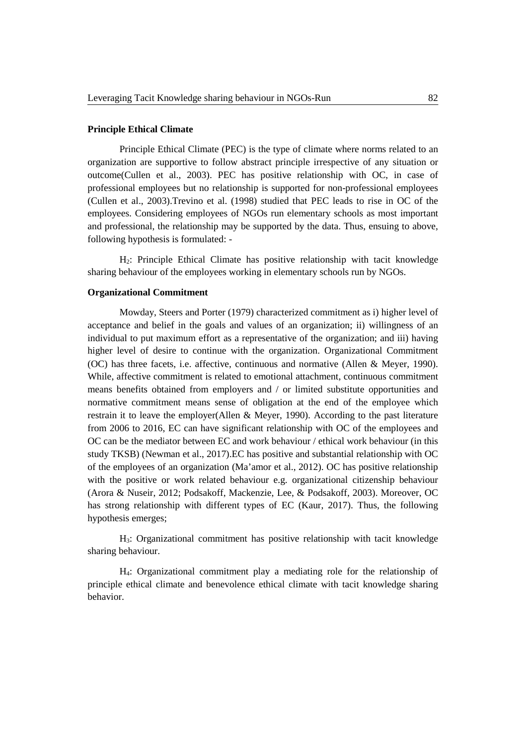**Principle Ethical Climate**

Principle Ethical Climate (PEC) is the type of climate where norms related to an organization are supportive to follow abstract principle irrespective of any situation or outcome(Cullen et al., 2003). PEC has positive relationship with OC, in case of professional employees but no relationship is supported for non-professional employees (Cullen et al., 2003).Trevino et al. (1998) studied that PEC leads to rise in OC of the employees. Considering employees of NGOs run elementary schools as most important and professional, the relationship may be supported by the data. Thus, ensuing to above, following hypothesis is formulated: -

$H_2$: Principle Ethical Climate has positive relationship with tacit knowledge sharing behaviour of the employees working in elementary schools run by NGOs.

**Organizational Commitment**

Mowday, Steers and Porter (1979) characterized commitment as i) higher level of acceptance and belief in the goals and values of an organization; ii) willingness of an individual to put maximum effort as a representative of the organization; and iii) having higher level of desire to continue with the organization. Organizational Commitment (OC) has three facets, i.e. affective, continuous and normative (Allen & Meyer, 1990). While, affective commitment is related to emotional attachment, continuous commitment means benefits obtained from employers and / or limited substitute opportunities and normative commitment means sense of obligation at the end of the employee which restrain it to leave the employer(Allen & Meyer, 1990). According to the past literature from 2006 to 2016, EC can have significant relationship with OC of the employees and OC can be the mediator between EC and work behaviour / ethical work behaviour (in this study TKSB) (Newman et al., 2017).EC has positive and substantial relationship with OC of the employees of an organization (Ma'amor et al., 2012). OC has positive relationship with the positive or work related behaviour e.g. organizational citizenship behaviour (Arora & Nuseir, 2012; Podsakoff, Mackenzie, Lee, & Podsakoff, 2003). Moreover, OC has strong relationship with different types of EC (Kaur, 2017). Thus, the following hypothesis emerges;

$H_3$: Organizational commitment has positive relationship with tacit knowledge sharing behaviour.

$H_4$: Organizational commitment play a mediating role for the relationship of principle ethical climate and benevolence ethical climate with tacit knowledge sharing behavior.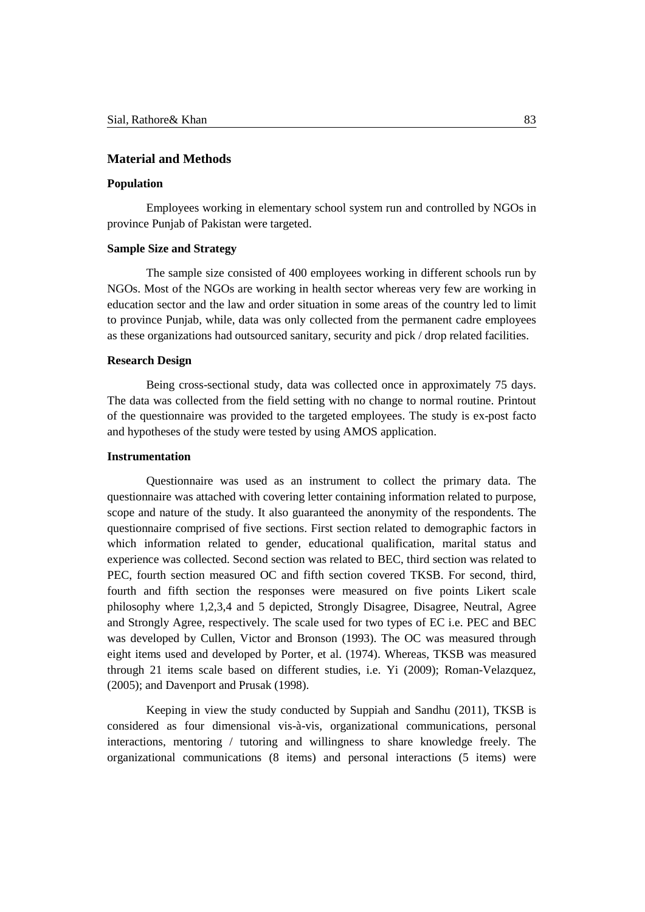## Material and Methods

### Population

Employees working in elementary school system run and controlled by NGOs in province Punjab of Pakistan were targeted.

### Sample Size and Strategy

The sample size consisted of 400 employees working in different schools run by NGOs. Most of the NGOs are working in health sector whereas very few are working in education sector and the law and order situation in some areas of the country led to limit to province Punjab, while, data was only collected from the permanent cadre employees as these organizations had outsourced sanitary, security and pick / drop related facilities.

### Research Design

Being cross-sectional study, data was collected once in approximately 75 days. The data was collected from the field setting with no change to normal routine. Printout of the questionnaire was provided to the targeted employees. The study is ex-post facto and hypotheses of the study were tested by using AMOS application.

### Instrumentation

Questionnaire was used as an instrument to collect the primary data. The questionnaire was attached with covering letter containing information related to purpose, scope and nature of the study. It also guaranteed the anonymity of the respondents. The questionnaire comprised of five sections. First section related to demographic factors in which information related to gender, educational qualification, marital status and experience was collected. Second section was related to BEC, third section was related to PEC, fourth section measured OC and fifth section covered TKSB. For second, third, fourth and fifth section the responses were measured on five points Likert scale philosophy where 1,2,3,4 and 5 depicted, Strongly Disagree, Disagree, Neutral, Agree and Strongly Agree, respectively. The scale used for two types of EC i.e. PEC and BEC was developed by Cullen, Victor and Bronson (1993). The OC was measured through eight items used and developed by Porter, et al. (1974). Whereas, TKSB was measured through 21 items scale based on different studies, i.e. Yi (2009); Roman-Velazquez, (2005); and Davenport and Prusak (1998).

Keeping in view the study conducted by Suppiah and Sandhu (2011), TKSB is considered as four dimensional vis-à-vis, organizational communications, personal interactions, mentoring / tutoring and willingness to share knowledge freely. The organizational communications (8 items) and personal interactions (5 items) were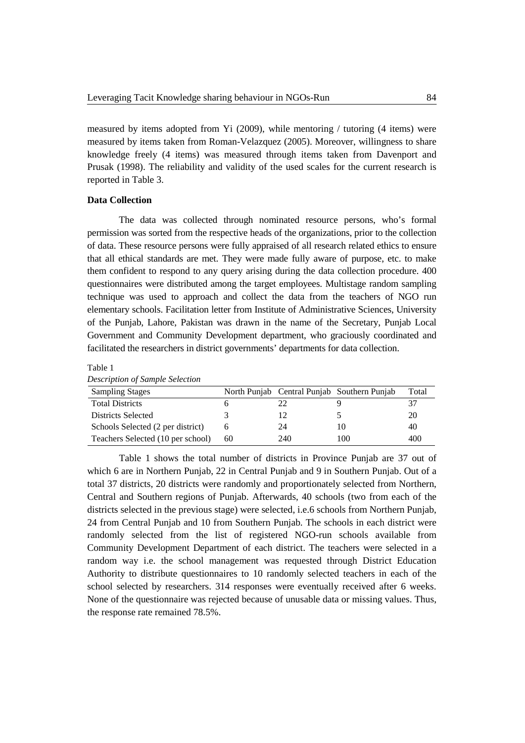measured by items adopted from Yi (2009), while mentoring / tutoring (4 items) were measured by items taken from Roman-Velazquez (2005). Moreover, willingness to share knowledge freely (4 items) was measured through items taken from Davenport and Prusak (1998). The reliability and validity of the used scales for the current research is reported in Table 3.

### Data Collection

The data was collected through nominated resource persons, who's formal permission was sorted from the respective heads of the organizations, prior to the collection of data. These resource persons were fully appraised of all research related ethics to ensure that all ethical standards are met. They were made fully aware of purpose, etc. to make them confident to respond to any query arising during the data collection procedure. 400 questionnaires were distributed among the target employees. Multistage random sampling technique was used to approach and collect the data from the teachers of NGO run elementary schools. Facilitation letter from Institute of Administrative Sciences, University of the Punjab, Lahore, Pakistan was drawn in the name of the Secretary, Punjab Local Government and Community Development department, who graciously coordinated and facilitated the researchers in district governments' departments for data collection.

Table 1
*Description of Sample Selection*

| Sampling Stages | North Punjab | Central Punjab | Southern Punjab | Total |
|---|---|---|---|---|
| Total Districts | 6 | 22 | 9 | 37 |
| Districts Selected | 3 | 12 | 5 | 20 |
| Schools Selected (2 per district) | 6 | 24 | 10 | 40 |
| Teachers Selected (10 per school) | 60 | 240 | 100 | 400 |

Table 1 shows the total number of districts in Province Punjab are 37 out of which 6 are in Northern Punjab, 22 in Central Punjab and 9 in Southern Punjab. Out of a total 37 districts, 20 districts were randomly and proportionately selected from Northern, Central and Southern regions of Punjab. Afterwards, 40 schools (two from each of the districts selected in the previous stage) were selected, i.e.6 schools from Northern Punjab, 24 from Central Punjab and 10 from Southern Punjab. The schools in each district were randomly selected from the list of registered NGO-run schools available from Community Development Department of each district. The teachers were selected in a random way i.e. the school management was requested through District Education Authority to distribute questionnaires to 10 randomly selected teachers in each of the school selected by researchers. 314 responses were eventually received after 6 weeks. None of the questionnaire was rejected because of unusable data or missing values. Thus, the response rate remained 78.5%.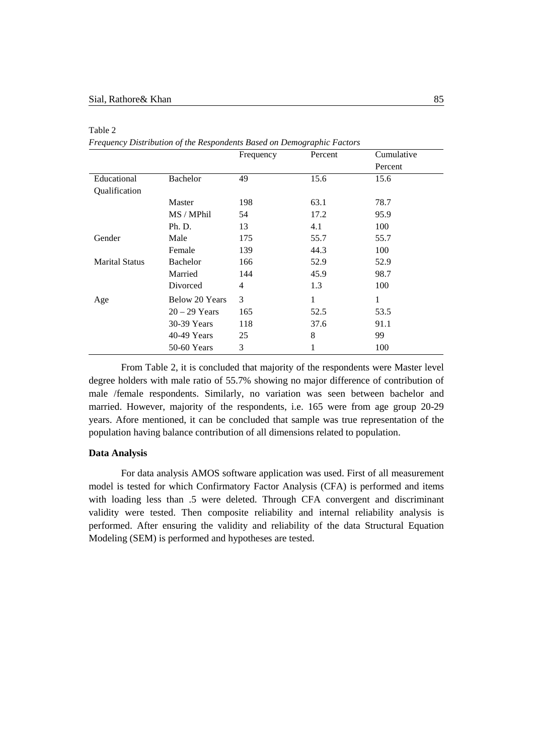Table 2

*Frequency Distribution of the Respondents Based on Demographic Factors*

| | | Frequency | Percent | Cumulative Percent |
|---|---|---|---|---|
| Educational Qualification | Bachelor | 49 | 15.6 | 15.6 |
| | Master | 198 | 63.1 | 78.7 |
| | MS / MPhil | 54 | 17.2 | 95.9 |
| | Ph. D. | 13 | 4.1 | 100 |
| Gender | Male | 175 | 55.7 | 55.7 |
| | Female | 139 | 44.3 | 100 |
| Marital Status | Bachelor | 166 | 52.9 | 52.9 |
| | Married | 144 | 45.9 | 98.7 |
| | Divorced | 4 | 1.3 | 100 |
| Age | Below 20 Years | 3 | 1 | 1 |
| | 20 – 29 Years | 165 | 52.5 | 53.5 |
| | 30-39 Years | 118 | 37.6 | 91.1 |
| | 40-49 Years | 25 | 8 | 99 |
| | 50-60 Years | 3 | 1 | 100 |

From Table 2, it is concluded that majority of the respondents were Master level degree holders with male ratio of 55.7% showing no major difference of contribution of male /female respondents. Similarly, no variation was seen between bachelor and married. However, majority of the respondents, i.e. 165 were from age group 20-29 years. Afore mentioned, it can be concluded that sample was true representation of the population having balance contribution of all dimensions related to population.

**Data Analysis**

For data analysis AMOS software application was used. First of all measurement model is tested for which Confirmatory Factor Analysis (CFA) is performed and items with loading less than .5 were deleted. Through CFA convergent and discriminant validity were tested. Then composite reliability and internal reliability analysis is performed. After ensuring the validity and reliability of the data Structural Equation Modeling (SEM) is performed and hypotheses are tested.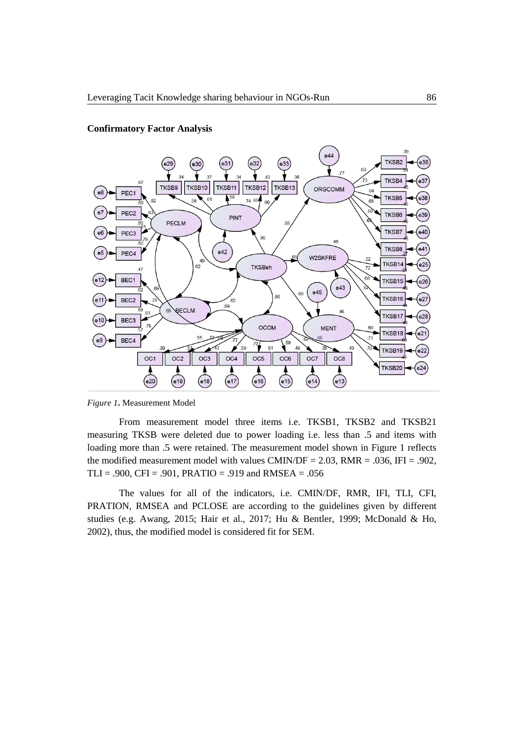**Confirmatory Factor Analysis**

*Figure 1***.** Measurement Model

From measurement model three items i.e. TKSB1, TKSB2 and TKSB21 measuring TKSB were deleted due to power loading i.e. less than .5 and items with loading more than .5 were retained. The measurement model shown in Figure 1 reflects the modified measurement model with values CMIN/DF = 2.03, RMR = .036, IFI = .902, TLI = .900, CFI = .901, PRATIO = .919 and RMSEA = .056

The values for all of the indicators, i.e. CMIN/DF, RMR, IFI, TLI, CFI, PRATION, RMSEA and PCLOSE are according to the guidelines given by different studies (e.g. Awang, 2015; Hair et al., 2017; Hu & Bentler, 1999; McDonald & Ho, 2002), thus, the modified model is considered fit for SEM.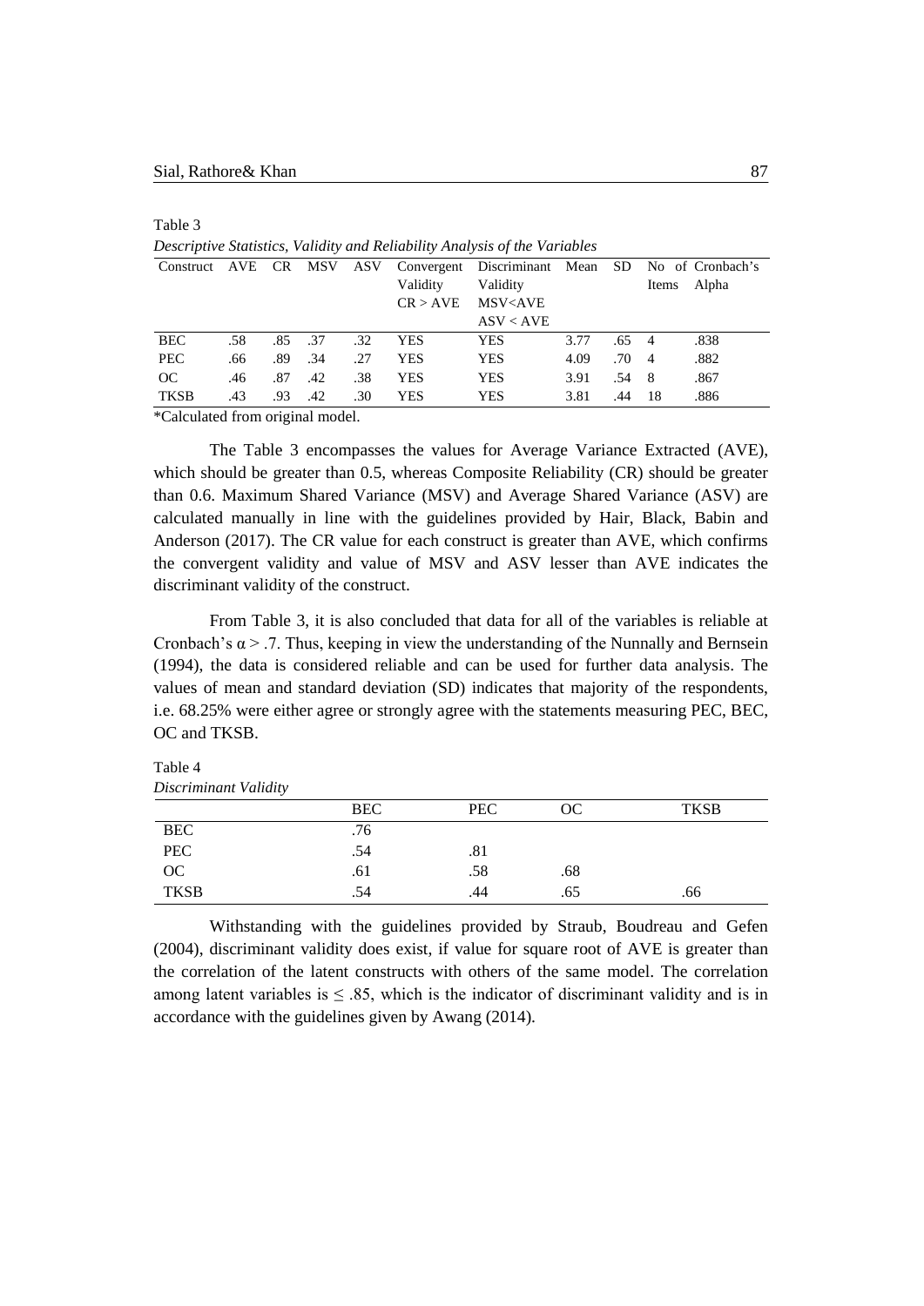Table 3

*Descriptive Statistics, Validity and Reliability Analysis of the Variables*

| Construct | AVE | CR | MSV | ASV | Convergent Validity CR > AVE | Discriminant Validity MSV<AVE ASV < AVE | Mean | SD | No of Items | Cronbach's Alpha |
|---|---|---|---|---|---|---|---|---|---|---|
| BEC | .58 | .85 | .37 | .32 | YES | YES | 3.77 | .65 | 4 | .838 |
| PEC | .66 | .89 | .34 | .27 | YES | YES | 4.09 | .70 | 4 | .882 |
| OC | .46 | .87 | .42 | .38 | YES | YES | 3.91 | .54 | 8 | .867 |
| TKSB | .43 | .93 | .42 | .30 | YES | YES | 3.81 | .44 | 18 | .886 |

*Calculated from original model.

The Table 3 encompasses the values for Average Variance Extracted (AVE), which should be greater than 0.5, whereas Composite Reliability (CR) should be greater than 0.6. Maximum Shared Variance (MSV) and Average Shared Variance (ASV) are calculated manually in line with the guidelines provided by Hair, Black, Babin and Anderson (2017). The CR value for each construct is greater than AVE, which confirms the convergent validity and value of MSV and ASV lesser than AVE indicates the discriminant validity of the construct.

From Table 3, it is also concluded that data for all of the variables is reliable at Cronbach's $\alpha > .7$. Thus, keeping in view the understanding of the Nunnally and Bernsein (1994), the data is considered reliable and can be used for further data analysis. The values of mean and standard deviation (SD) indicates that majority of the respondents, i.e. 68.25% were either agree or strongly agree with the statements measuring PEC, BEC, OC and TKSB.

Table 4

*Discriminant Validity*

| | BEC | PEC | OC | TKSB |
|---|---|---|---|---|
| BEC | .76 | | | |
| PEC | .54 | .81 | | |
| OC | .61 | .58 | .68 | |
| TKSB | .54 | .44 | .65 | .66 |

Withstanding with the guidelines provided by Straub, Boudreau and Gefen (2004), discriminant validity does exist, if value for square root of AVE is greater than the correlation of the latent constructs with others of the same model. The correlation among latent variables is $\leq .85$, which is the indicator of discriminant validity and is in accordance with the guidelines given by Awang (2014).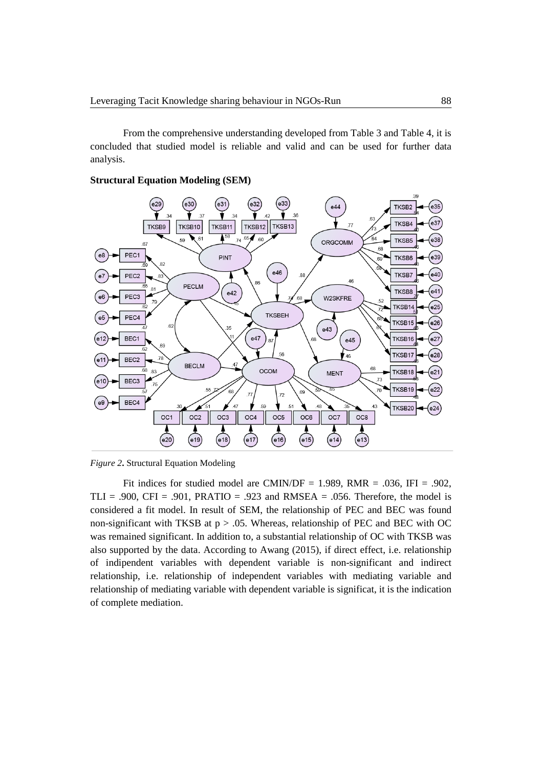From the comprehensive understanding developed from Table 3 and Table 4, it is concluded that studied model is reliable and valid and can be used for further data analysis.

**Structural Equation Modeling (SEM)**

*Figure 2***.** Structural Equation Modeling

Fit indices for studied model are CMIN/DF = 1.989, RMR = .036, IFI = .902, TLI = .900, CFI = .901, PRATIO = .923 and RMSEA = .056. Therefore, the model is considered a fit model. In result of SEM, the relationship of PEC and BEC was found non-significant with TKSB at $p > .05$. Whereas, relationship of PEC and BEC with OC was remained significant. In addition to, a substantial relationship of OC with TKSB was also supported by the data. According to Awang (2015), if direct effect, i.e. relationship of indipendent variables with dependent variable is non-significant and indirect relationship, i.e. relationship of independent variables with mediating variable and relationship of mediating variable with dependent variable is significat, it is the indication of complete mediation.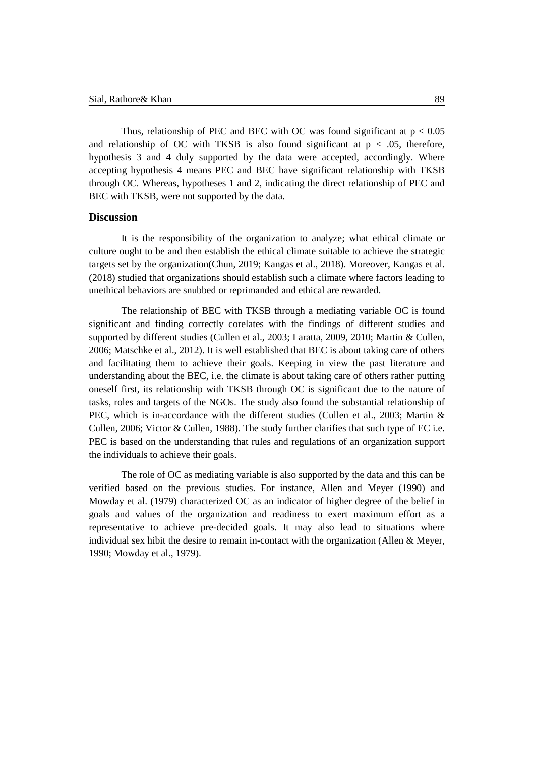Thus, relationship of PEC and BEC with OC was found significant at $p < 0.05$ and relationship of OC with TKSB is also found significant at $p < .05$, therefore, hypothesis 3 and 4 duly supported by the data were accepted, accordingly. Where accepting hypothesis 4 means PEC and BEC have significant relationship with TKSB through OC. Whereas, hypotheses 1 and 2, indicating the direct relationship of PEC and BEC with TKSB, were not supported by the data.

## Discussion

It is the responsibility of the organization to analyze; what ethical climate or culture ought to be and then establish the ethical climate suitable to achieve the strategic targets set by the organization(Chun, 2019; Kangas et al., 2018). Moreover, Kangas et al. (2018) studied that organizations should establish such a climate where factors leading to unethical behaviors are snubbed or reprimanded and ethical are rewarded.

The relationship of BEC with TKSB through a mediating variable OC is found significant and finding correctly corelates with the findings of different studies and supported by different studies (Cullen et al., 2003; Laratta, 2009, 2010; Martin & Cullen, 2006; Matschke et al., 2012). It is well established that BEC is about taking care of others and facilitating them to achieve their goals. Keeping in view the past literature and understanding about the BEC, i.e. the climate is about taking care of others rather putting oneself first, its relationship with TKSB through OC is significant due to the nature of tasks, roles and targets of the NGOs. The study also found the substantial relationship of PEC, which is in-accordance with the different studies (Cullen et al., 2003; Martin & Cullen, 2006; Victor & Cullen, 1988). The study further clarifies that such type of EC i.e. PEC is based on the understanding that rules and regulations of an organization support the individuals to achieve their goals.

The role of OC as mediating variable is also supported by the data and this can be verified based on the previous studies. For instance, Allen and Meyer (1990) and Mowday et al. (1979) characterized OC as an indicator of higher degree of the belief in goals and values of the organization and readiness to exert maximum effort as a representative to achieve pre-decided goals. It may also lead to situations where individual sex hibit the desire to remain in-contact with the organization (Allen & Meyer, 1990; Mowday et al., 1979).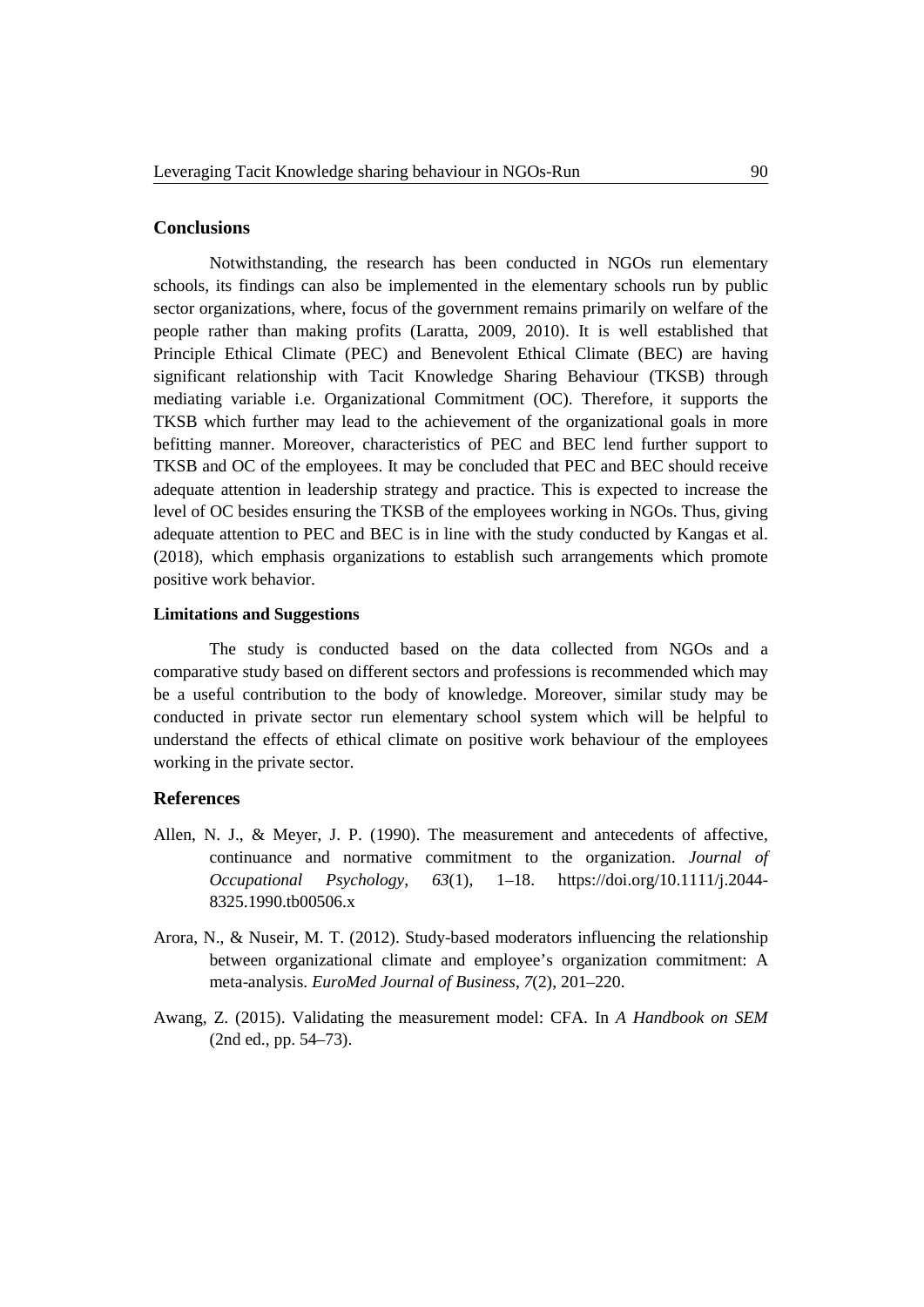## Conclusions

Notwithstanding, the research has been conducted in NGOs run elementary schools, its findings can also be implemented in the elementary schools run by public sector organizations, where, focus of the government remains primarily on welfare of the people rather than making profits (Laratta, 2009, 2010). It is well established that Principle Ethical Climate (PEC) and Benevolent Ethical Climate (BEC) are having significant relationship with Tacit Knowledge Sharing Behaviour (TKSB) through mediating variable i.e. Organizational Commitment (OC). Therefore, it supports the TKSB which further may lead to the achievement of the organizational goals in more befitting manner. Moreover, characteristics of PEC and BEC lend further support to TKSB and OC of the employees. It may be concluded that PEC and BEC should receive adequate attention in leadership strategy and practice. This is expected to increase the level of OC besides ensuring the TKSB of the employees working in NGOs. Thus, giving adequate attention to PEC and BEC is in line with the study conducted by Kangas et al. (2018), which emphasis organizations to establish such arrangements which promote positive work behavior.

### Limitations and Suggestions

The study is conducted based on the data collected from NGOs and a comparative study based on different sectors and professions is recommended which may be a useful contribution to the body of knowledge. Moreover, similar study may be conducted in private sector run elementary school system which will be helpful to understand the effects of ethical climate on positive work behaviour of the employees working in the private sector.

## References

Allen, N. J., & Meyer, J. P. (1990). The measurement and antecedents of affective, continuance and normative commitment to the organization. *Journal of Occupational Psychology*, *63*(1), 1–18. https://doi.org/10.1111/j.2044-8325.1990.tb00506.x

Arora, N., & Nuseir, M. T. (2012). Study-based moderators influencing the relationship between organizational climate and employee's organization commitment: A meta-analysis. *EuroMed Journal of Business*, *7*(2), 201–220.

Awang, Z. (2015). Validating the measurement model: CFA. In *A Handbook on SEM* (2nd ed., pp. 54–73).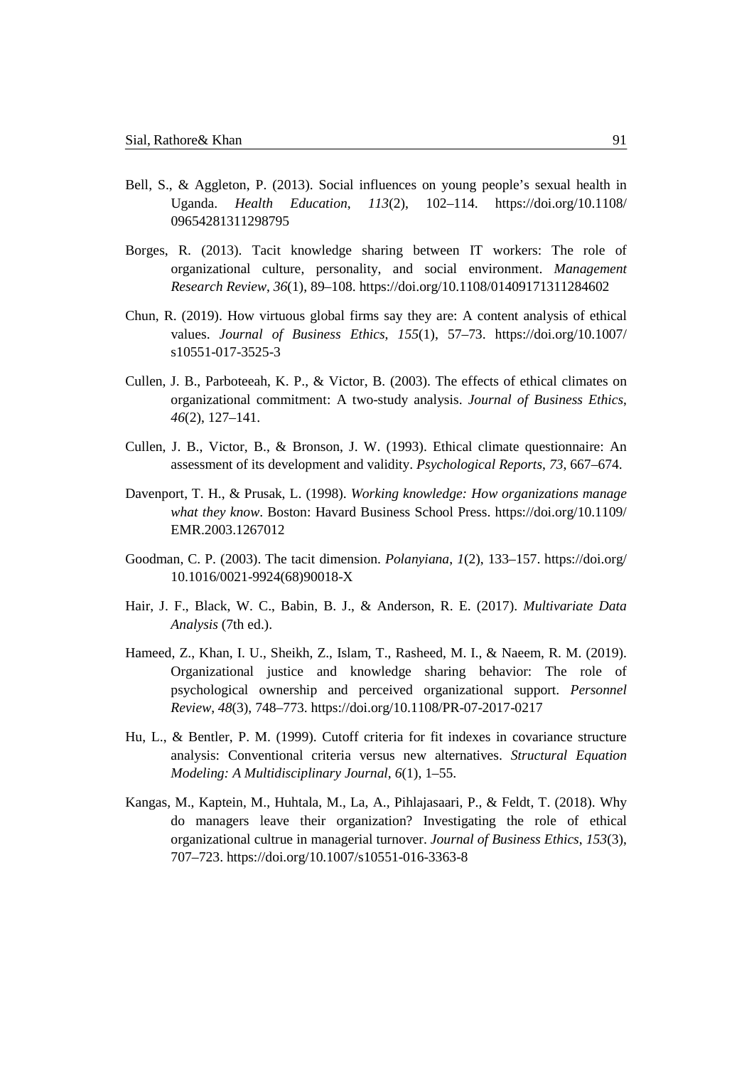Bell, S., & Aggleton, P. (2013). Social influences on young people's sexual health in Uganda. *Health Education*, *113*(2), 102–114. https://doi.org/10.1108/09654281311298795

Borges, R. (2013). Tacit knowledge sharing between IT workers: The role of organizational culture, personality, and social environment. *Management Research Review*, *36*(1), 89–108. https://doi.org/10.1108/01409171311284602

Chun, R. (2019). How virtuous global firms say they are: A content analysis of ethical values. *Journal of Business Ethics*, *155*(1), 57–73. https://doi.org/10.1007/s10551-017-3525-3

Cullen, J. B., Parboteeah, K. P., & Victor, B. (2003). The effects of ethical climates on organizational commitment: A two-study analysis. *Journal of Business Ethics*, *46*(2), 127–141.

Cullen, J. B., Victor, B., & Bronson, J. W. (1993). Ethical climate questionnaire: An assessment of its development and validity. *Psychological Reports*, *73*, 667–674.

Davenport, T. H., & Prusak, L. (1998). *Working knowledge: How organizations manage what they know*. Boston: Havard Business School Press. https://doi.org/10.1109/EMR.2003.1267012

Goodman, C. P. (2003). The tacit dimension. *Polanyiana*, *1*(2), 133–157. https://doi.org/10.1016/0021-9924(68)90018-X

Hair, J. F., Black, W. C., Babin, B. J., & Anderson, R. E. (2017). *Multivariate Data Analysis* (7th ed.).

Hameed, Z., Khan, I. U., Sheikh, Z., Islam, T., Rasheed, M. I., & Naeem, R. M. (2019). Organizational justice and knowledge sharing behavior: The role of psychological ownership and perceived organizational support. *Personnel Review*, *48*(3), 748–773. https://doi.org/10.1108/PR-07-2017-0217

Hu, L., & Bentler, P. M. (1999). Cutoff criteria for fit indexes in covariance structure analysis: Conventional criteria versus new alternatives. *Structural Equation Modeling: A Multidisciplinary Journal*, *6*(1), 1–55.

Kangas, M., Kaptein, M., Huhtala, M., La, A., Pihlajasaari, P., & Feldt, T. (2018). Why do managers leave their organization? Investigating the role of ethical organizational cultrue in managerial turnover. *Journal of Business Ethics*, *153*(3), 707–723. https://doi.org/10.1007/s10551-016-3363-8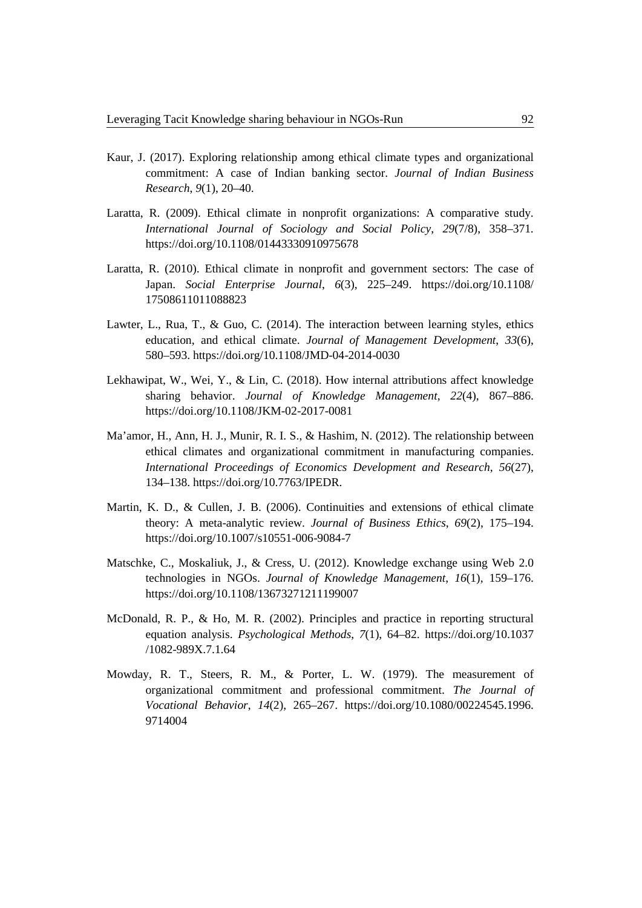Kaur, J. (2017). Exploring relationship among ethical climate types and organizational commitment: A case of Indian banking sector. *Journal of Indian Business Research*, *9*(1), 20–40.

Laratta, R. (2009). Ethical climate in nonprofit organizations: A comparative study. *International Journal of Sociology and Social Policy*, *29*(7/8), 358–371. https://doi.org/10.1108/01443330910975678

Laratta, R. (2010). Ethical climate in nonprofit and government sectors: The case of Japan. *Social Enterprise Journal*, *6*(3), 225–249. https://doi.org/10.1108/17508611011088823

Lawter, L., Rua, T., & Guo, C. (2014). The interaction between learning styles, ethics education, and ethical climate. *Journal of Management Development*, *33*(6), 580–593. https://doi.org/10.1108/JMD-04-2014-0030

Lekhawipat, W., Wei, Y., & Lin, C. (2018). How internal attributions affect knowledge sharing behavior. *Journal of Knowledge Management*, *22*(4), 867–886. https://doi.org/10.1108/JKM-02-2017-0081

Ma'amor, H., Ann, H. J., Munir, R. I. S., & Hashim, N. (2012). The relationship between ethical climates and organizational commitment in manufacturing companies. *International Proceedings of Economics Development and Research*, *56*(27), 134–138. https://doi.org/10.7763/IPEDR.

Martin, K. D., & Cullen, J. B. (2006). Continuities and extensions of ethical climate theory: A meta-analytic review. *Journal of Business Ethics*, *69*(2), 175–194. https://doi.org/10.1007/s10551-006-9084-7

Matschke, C., Moskaliuk, J., & Cress, U. (2012). Knowledge exchange using Web 2.0 technologies in NGOs. *Journal of Knowledge Management*, *16*(1), 159–176. https://doi.org/10.1108/13673271211199007

McDonald, R. P., & Ho, M. R. (2002). Principles and practice in reporting structural equation analysis. *Psychological Methods*, *7*(1), 64–82. https://doi.org/10.1037/1082-989X.7.1.64

Mowday, R. T., Steers, R. M., & Porter, L. W. (1979). The measurement of organizational commitment and professional commitment. *The Journal of Vocational Behavior*, *14*(2), 265–267. https://doi.org/10.1080/00224545.1996.9714004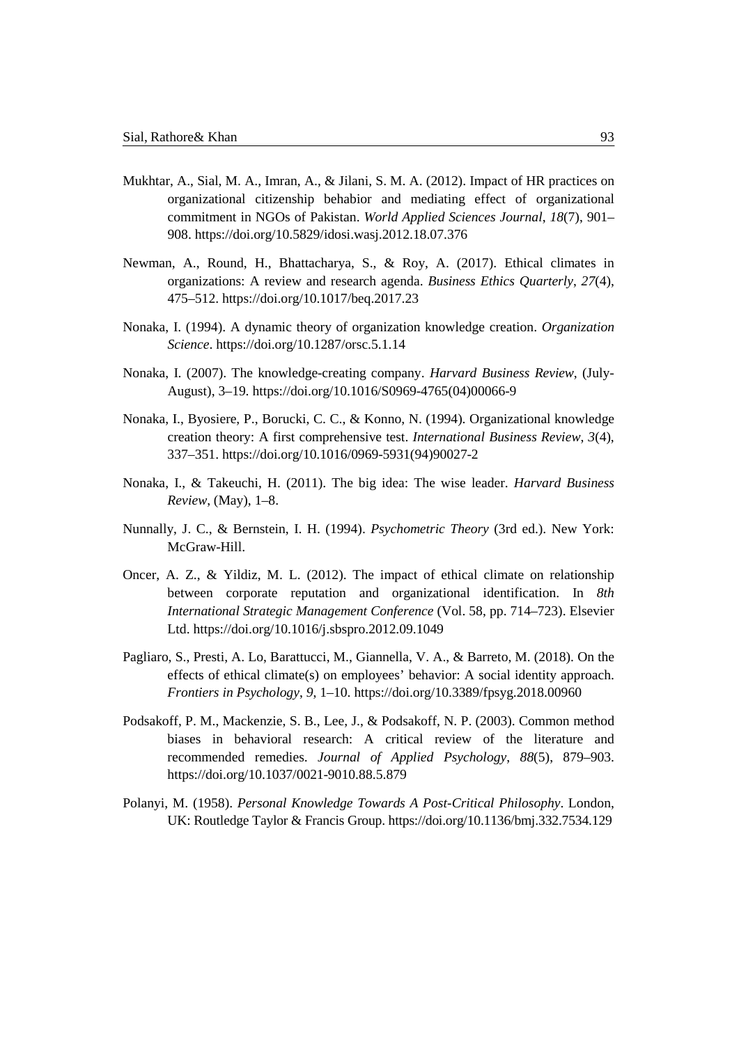Mukhtar, A., Sial, M. A., Imran, A., & Jilani, S. M. A. (2012). Impact of HR practices on organizational citizenship behabior and mediating effect of organizational commitment in NGOs of Pakistan. *World Applied Sciences Journal*, *18*(7), 901–908. https://doi.org/10.5829/idosi.wasj.2012.18.07.376

Newman, A., Round, H., Bhattacharya, S., & Roy, A. (2017). Ethical climates in organizations: A review and research agenda. *Business Ethics Quarterly*, *27*(4), 475–512. https://doi.org/10.1017/beq.2017.23

Nonaka, I. (1994). A dynamic theory of organization knowledge creation. *Organization Science*. https://doi.org/10.1287/orsc.5.1.14

Nonaka, I. (2007). The knowledge-creating company. *Harvard Business Review*, (July-August), 3–19. https://doi.org/10.1016/S0969-4765(04)00066-9

Nonaka, I., Byosiere, P., Borucki, C. C., & Konno, N. (1994). Organizational knowledge creation theory: A first comprehensive test. *International Business Review*, *3*(4), 337–351. https://doi.org/10.1016/0969-5931(94)90027-2

Nonaka, I., & Takeuchi, H. (2011). The big idea: The wise leader. *Harvard Business Review*, (May), 1–8.

Nunnally, J. C., & Bernstein, I. H. (1994). *Psychometric Theory* (3rd ed.). New York: McGraw-Hill.

Oncer, A. Z., & Yildiz, M. L. (2012). The impact of ethical climate on relationship between corporate reputation and organizational identification. In *8th International Strategic Management Conference* (Vol. 58, pp. 714–723). Elsevier Ltd. https://doi.org/10.1016/j.sbspro.2012.09.1049

Pagliaro, S., Presti, A. Lo, Barattucci, M., Giannella, V. A., & Barreto, M. (2018). On the effects of ethical climate(s) on employees' behavior: A social identity approach. *Frontiers in Psychology*, *9*, 1–10. https://doi.org/10.3389/fpsyg.2018.00960

Podsakoff, P. M., Mackenzie, S. B., Lee, J., & Podsakoff, N. P. (2003). Common method biases in behavioral research: A critical review of the literature and recommended remedies. *Journal of Applied Psychology*, *88*(5), 879–903. https://doi.org/10.1037/0021-9010.88.5.879

Polanyi, M. (1958). *Personal Knowledge Towards A Post-Critical Philosophy*. London, UK: Routledge Taylor & Francis Group. https://doi.org/10.1136/bmj.332.7534.129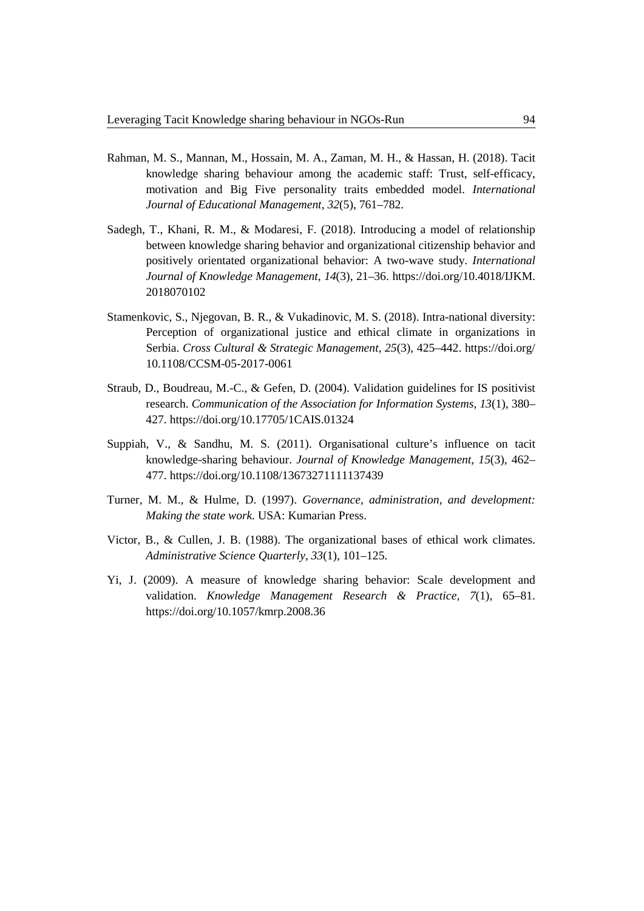Rahman, M. S., Mannan, M., Hossain, M. A., Zaman, M. H., & Hassan, H. (2018). Tacit knowledge sharing behaviour among the academic staff: Trust, self-efficacy, motivation and Big Five personality traits embedded model. *International Journal of Educational Management*, *32*(5), 761–782.

Sadegh, T., Khani, R. M., & Modaresi, F. (2018). Introducing a model of relationship between knowledge sharing behavior and organizational citizenship behavior and positively orientated organizational behavior: A two-wave study. *International Journal of Knowledge Management*, *14*(3), 21–36. https://doi.org/10.4018/IJKM.2018070102

Stamenkovic, S., Njegovan, B. R., & Vukadinovic, M. S. (2018). Intra-national diversity: Perception of organizational justice and ethical climate in organizations in Serbia. *Cross Cultural & Strategic Management*, *25*(3), 425–442. https://doi.org/10.1108/CCSM-05-2017-0061

Straub, D., Boudreau, M.-C., & Gefen, D. (2004). Validation guidelines for IS positivist research. *Communication of the Association for Information Systems*, *13*(1), 380–427. https://doi.org/10.17705/1CAIS.01324

Suppiah, V., & Sandhu, M. S. (2011). Organisational culture's influence on tacit knowledge-sharing behaviour. *Journal of Knowledge Management*, *15*(3), 462–477. https://doi.org/10.1108/13673271111137439

Turner, M. M., & Hulme, D. (1997). *Governance, administration, and development: Making the state work.* USA: Kumarian Press.

Victor, B., & Cullen, J. B. (1988). The organizational bases of ethical work climates. *Administrative Science Quarterly*, *33*(1), 101–125.

Yi, J. (2009). A measure of knowledge sharing behavior: Scale development and validation. *Knowledge Management Research & Practice*, *7*(1), 65–81. https://doi.org/10.1057/kmrp.2008.36